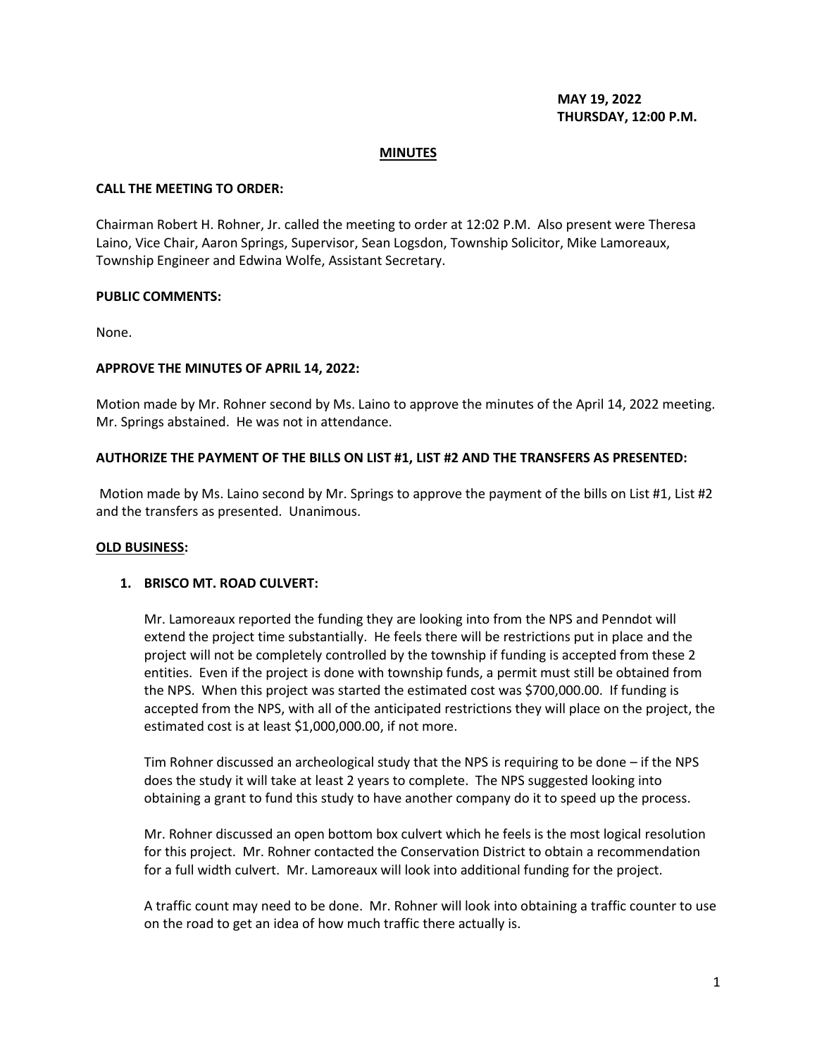**MAY 19, 2022**
**THURSDAY, 12:00 P.M.**

## MINUTES

**CALL THE MEETING TO ORDER:**

Chairman Robert H. Rohner, Jr. called the meeting to order at 12:02 P.M. Also present were Theresa Laino, Vice Chair, Aaron Springs, Supervisor, Sean Logsdon, Township Solicitor, Mike Lamoreaux, Township Engineer and Edwina Wolfe, Assistant Secretary.

**PUBLIC COMMENTS:**

None.

**APPROVE THE MINUTES OF APRIL 14, 2022:**

Motion made by Mr. Rohner second by Ms. Laino to approve the minutes of the April 14, 2022 meeting. Mr. Springs abstained. He was not in attendance.

**AUTHORIZE THE PAYMENT OF THE BILLS ON LIST #1, LIST #2 AND THE TRANSFERS AS PRESENTED:**

Motion made by Ms. Laino second by Mr. Springs to approve the payment of the bills on List #1, List #2 and the transfers as presented. Unanimous.

**OLD BUSINESS:**

1. **BRISCO MT. ROAD CULVERT:**

   Mr. Lamoreaux reported the funding they are looking into from the NPS and Penndot will extend the project time substantially. He feels there will be restrictions put in place and the project will not be completely controlled by the township if funding is accepted from these 2 entities. Even if the project is done with township funds, a permit must still be obtained from the NPS. When this project was started the estimated cost was $700,000.00. If funding is accepted from the NPS, with all of the anticipated restrictions they will place on the project, the estimated cost is at least $1,000,000.00, if not more.

   Tim Rohner discussed an archeological study that the NPS is requiring to be done – if the NPS does the study it will take at least 2 years to complete. The NPS suggested looking into obtaining a grant to fund this study to have another company do it to speed up the process.

   Mr. Rohner discussed an open bottom box culvert which he feels is the most logical resolution for this project. Mr. Rohner contacted the Conservation District to obtain a recommendation for a full width culvert. Mr. Lamoreaux will look into additional funding for the project.

   A traffic count may need to be done. Mr. Rohner will look into obtaining a traffic counter to use on the road to get an idea of how much traffic there actually is.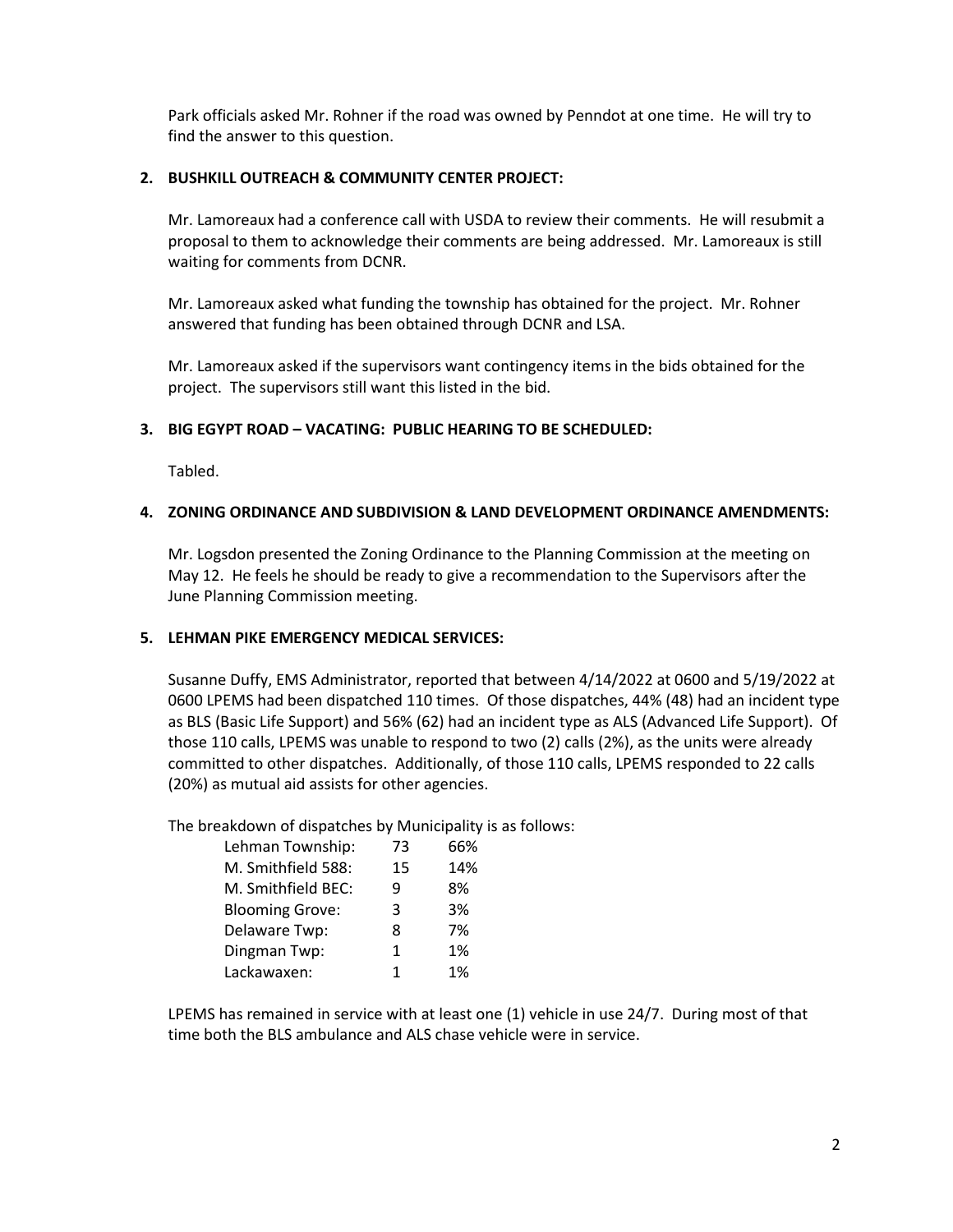Park officials asked Mr. Rohner if the road was owned by Penndot at one time. He will try to find the answer to this question.

**2. BUSHKILL OUTREACH & COMMUNITY CENTER PROJECT:**

Mr. Lamoreaux had a conference call with USDA to review their comments. He will resubmit a proposal to them to acknowledge their comments are being addressed. Mr. Lamoreaux is still waiting for comments from DCNR.

Mr. Lamoreaux asked what funding the township has obtained for the project. Mr. Rohner answered that funding has been obtained through DCNR and LSA.

Mr. Lamoreaux asked if the supervisors want contingency items in the bids obtained for the project. The supervisors still want this listed in the bid.

**3. BIG EGYPT ROAD – VACATING: PUBLIC HEARING TO BE SCHEDULED:**

Tabled.

**4. ZONING ORDINANCE AND SUBDIVISION & LAND DEVELOPMENT ORDINANCE AMENDMENTS:**

Mr. Logsdon presented the Zoning Ordinance to the Planning Commission at the meeting on May 12. He feels he should be ready to give a recommendation to the Supervisors after the June Planning Commission meeting.

**5. LEHMAN PIKE EMERGENCY MEDICAL SERVICES:**

Susanne Duffy, EMS Administrator, reported that between 4/14/2022 at 0600 and 5/19/2022 at 0600 LPEMS had been dispatched 110 times. Of those dispatches, 44% (48) had an incident type as BLS (Basic Life Support) and 56% (62) had an incident type as ALS (Advanced Life Support). Of those 110 calls, LPEMS was unable to respond to two (2) calls (2%), as the units were already committed to other dispatches. Additionally, of those 110 calls, LPEMS responded to 22 calls (20%) as mutual aid assists for other agencies.

The breakdown of dispatches by Municipality is as follows:

| | | |
|---|---|---|
| Lehman Township: | 73 | 66% |
| M. Smithfield 588: | 15 | 14% |
| M. Smithfield BEC: | 9 | 8% |
| Blooming Grove: | 3 | 3% |
| Delaware Twp: | 8 | 7% |
| Dingman Twp: | 1 | 1% |
| Lackawaxen: | 1 | 1% |

LPEMS has remained in service with at least one (1) vehicle in use 24/7. During most of that time both the BLS ambulance and ALS chase vehicle were in service.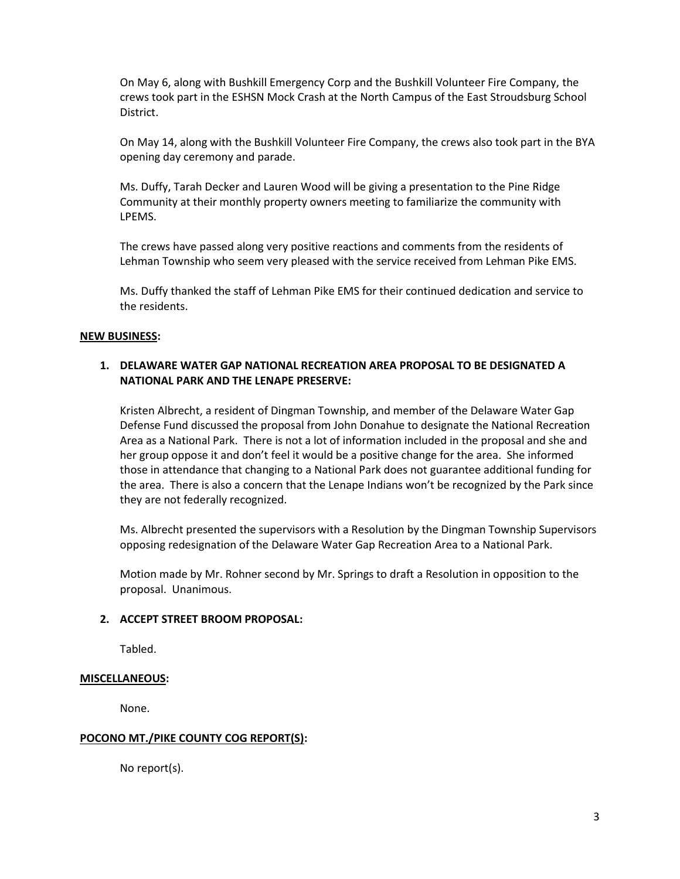On May 6, along with Bushkill Emergency Corp and the Bushkill Volunteer Fire Company, the crews took part in the ESHSN Mock Crash at the North Campus of the East Stroudsburg School District.

On May 14, along with the Bushkill Volunteer Fire Company, the crews also took part in the BYA opening day ceremony and parade.

Ms. Duffy, Tarah Decker and Lauren Wood will be giving a presentation to the Pine Ridge Community at their monthly property owners meeting to familiarize the community with LPEMS.

The crews have passed along very positive reactions and comments from the residents of Lehman Township who seem very pleased with the service received from Lehman Pike EMS.

Ms. Duffy thanked the staff of Lehman Pike EMS for their continued dedication and service to the residents.

**NEW BUSINESS:**

1. **DELAWARE WATER GAP NATIONAL RECREATION AREA PROPOSAL TO BE DESIGNATED A NATIONAL PARK AND THE LENAPE PRESERVE:**

   Kristen Albrecht, a resident of Dingman Township, and member of the Delaware Water Gap Defense Fund discussed the proposal from John Donahue to designate the National Recreation Area as a National Park. There is not a lot of information included in the proposal and she and her group oppose it and don't feel it would be a positive change for the area. She informed those in attendance that changing to a National Park does not guarantee additional funding for the area. There is also a concern that the Lenape Indians won't be recognized by the Park since they are not federally recognized.

   Ms. Albrecht presented the supervisors with a Resolution by the Dingman Township Supervisors opposing redesignation of the Delaware Water Gap Recreation Area to a National Park.

   Motion made by Mr. Rohner second by Mr. Springs to draft a Resolution in opposition to the proposal. Unanimous.

2. **ACCEPT STREET BROOM PROPOSAL:**

   Tabled.

**MISCELLANEOUS:**

None.

**POCONO MT./PIKE COUNTY COG REPORT(S):**

No report(s).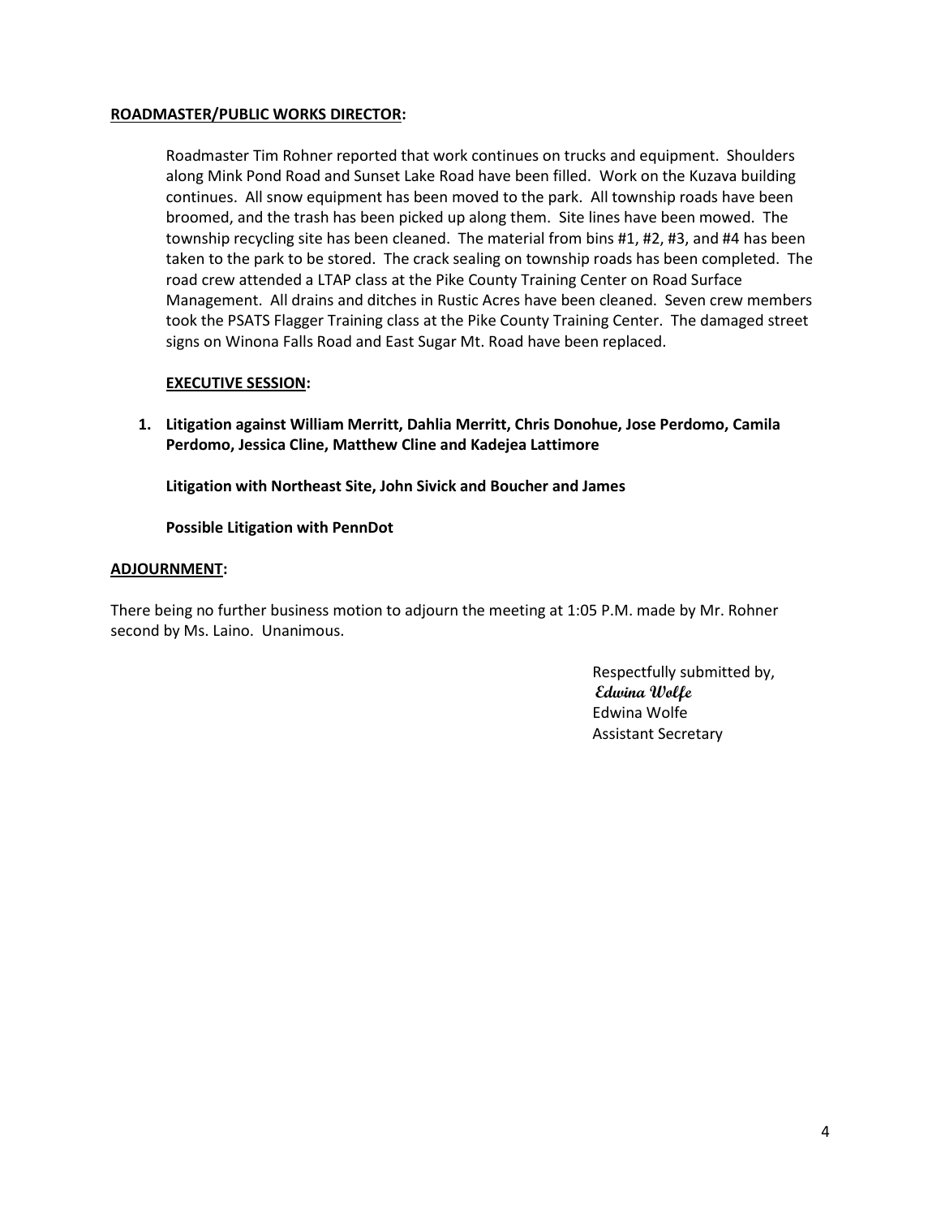**ROADMASTER/PUBLIC WORKS DIRECTOR:**

Roadmaster Tim Rohner reported that work continues on trucks and equipment. Shoulders along Mink Pond Road and Sunset Lake Road have been filled. Work on the Kuzava building continues. All snow equipment has been moved to the park. All township roads have been broomed, and the trash has been picked up along them. Site lines have been mowed. The township recycling site has been cleaned. The material from bins #1, #2, #3, and #4 has been taken to the park to be stored. The crack sealing on township roads has been completed. The road crew attended a LTAP class at the Pike County Training Center on Road Surface Management. All drains and ditches in Rustic Acres have been cleaned. Seven crew members took the PSATS Flagger Training class at the Pike County Training Center. The damaged street signs on Winona Falls Road and East Sugar Mt. Road have been replaced.

**EXECUTIVE SESSION:**

1. **Litigation against William Merritt, Dahlia Merritt, Chris Donohue, Jose Perdomo, Camila Perdomo, Jessica Cline, Matthew Cline and Kadejea Lattimore**

   **Litigation with Northeast Site, John Sivick and Boucher and James**

   **Possible Litigation with PennDot**

**ADJOURNMENT:**

There being no further business motion to adjourn the meeting at 1:05 P.M. made by Mr. Rohner second by Ms. Laino. Unanimous.

Respectfully submitted by,
*Edwina Wolfe*
Edwina Wolfe
Assistant Secretary